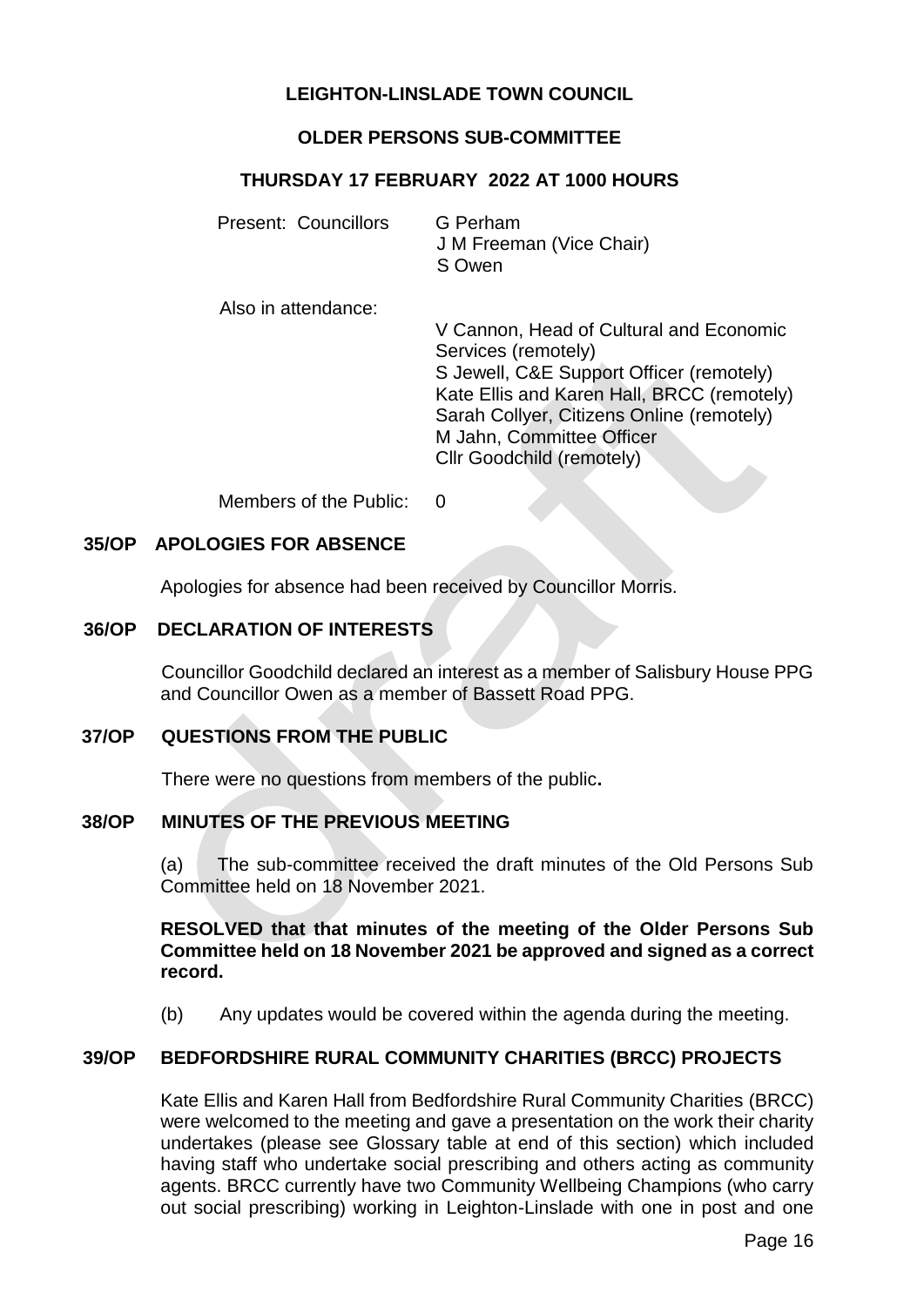**LEIGHTON-LINSLADE TOWN COUNCIL**

**OLDER PERSONS SUB-COMMITTEE**

**THURSDAY 17 FEBRUARY 2022 AT 1000 HOURS**

Present: Councillors G Perham
J M Freeman (Vice Chair)
S Owen

Also in attendance:
V Cannon, Head of Cultural and Economic Services (remotely)
S Jewell, C&E Support Officer (remotely)
Kate Ellis and Karen Hall, BRCC (remotely)
Sarah Collyer, Citizens Online (remotely)
M Jahn, Committee Officer
Cllr Goodchild (remotely)

Members of the Public: 0

**35/OP APOLOGIES FOR ABSENCE**

Apologies for absence had been received by Councillor Morris.

**36/OP DECLARATION OF INTERESTS**

Councillor Goodchild declared an interest as a member of Salisbury House PPG and Councillor Owen as a member of Bassett Road PPG.

**37/OP QUESTIONS FROM THE PUBLIC**

There were no questions from members of the public**.**

**38/OP MINUTES OF THE PREVIOUS MEETING**

(a) The sub-committee received the draft minutes of the Old Persons Sub Committee held on 18 November 2021.

**RESOLVED that that minutes of the meeting of the Older Persons Sub Committee held on 18 November 2021 be approved and signed as a correct record.**

(b) Any updates would be covered within the agenda during the meeting.

**39/OP BEDFORDSHIRE RURAL COMMUNITY CHARITIES (BRCC) PROJECTS**

Kate Ellis and Karen Hall from Bedfordshire Rural Community Charities (BRCC) were welcomed to the meeting and gave a presentation on the work their charity undertakes (please see Glossary table at end of this section) which included having staff who undertake social prescribing and others acting as community agents. BRCC currently have two Community Wellbeing Champions (who carry out social prescribing) working in Leighton-Linslade with one in post and one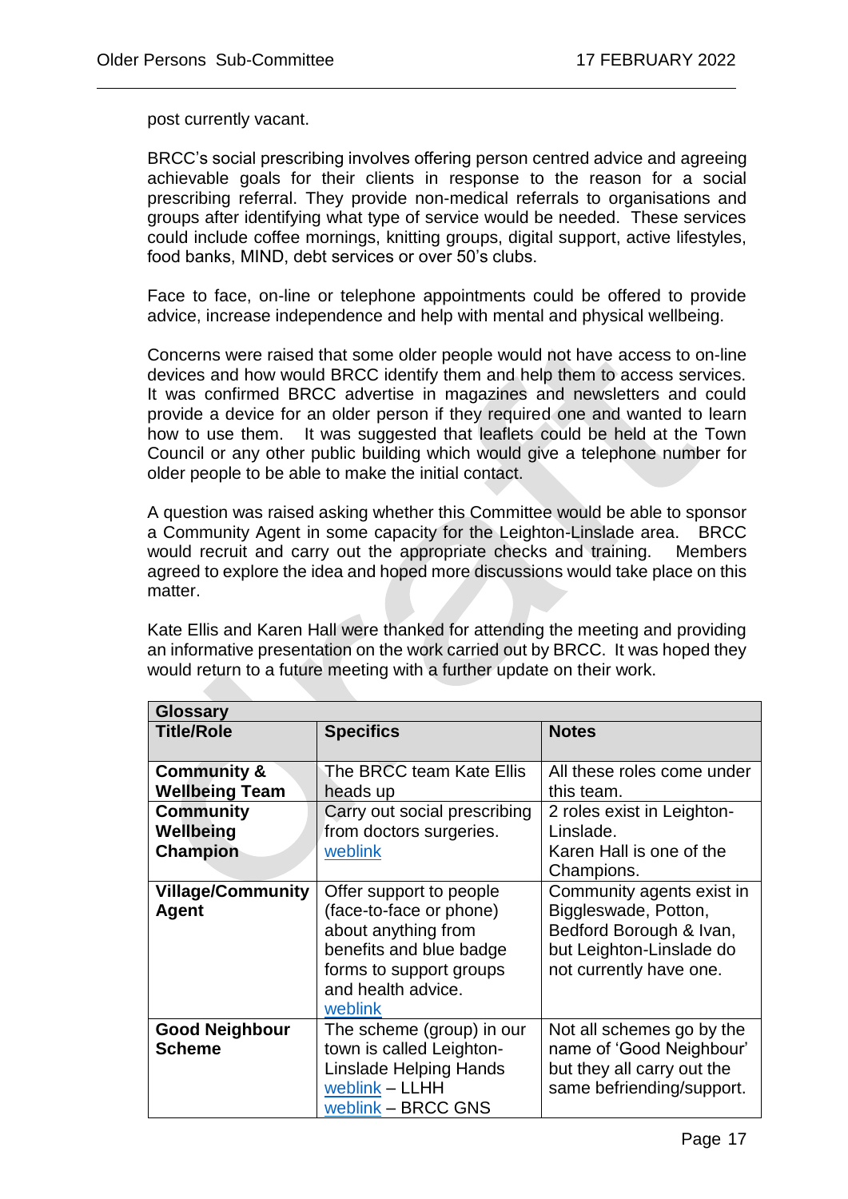post currently vacant.

BRCC's social prescribing involves offering person centred advice and agreeing achievable goals for their clients in response to the reason for a social prescribing referral. They provide non-medical referrals to organisations and groups after identifying what type of service would be needed. These services could include coffee mornings, knitting groups, digital support, active lifestyles, food banks, MIND, debt services or over 50's clubs.

Face to face, on-line or telephone appointments could be offered to provide advice, increase independence and help with mental and physical wellbeing.

Concerns were raised that some older people would not have access to on-line devices and how would BRCC identify them and help them to access services. It was confirmed BRCC advertise in magazines and newsletters and could provide a device for an older person if they required one and wanted to learn how to use them. It was suggested that leaflets could be held at the Town Council or any other public building which would give a telephone number for older people to be able to make the initial contact.

A question was raised asking whether this Committee would be able to sponsor a Community Agent in some capacity for the Leighton-Linslade area. BRCC would recruit and carry out the appropriate checks and training. Members agreed to explore the idea and hoped more discussions would take place on this matter.

Kate Ellis and Karen Hall were thanked for attending the meeting and providing an informative presentation on the work carried out by BRCC. It was hoped they would return to a future meeting with a further update on their work.

| **Glossary** | | |
|---|---|---|
| **Title/Role** | **Specifics** | **Notes** |
| **Community & Wellbeing Team** | The BRCC team Kate Ellis heads up | All these roles come under this team. |
| **Community Wellbeing Champion** | Carry out social prescribing from doctors surgeries. weblink | 2 roles exist in Leighton-Linslade. Karen Hall is one of the Champions. |
| **Village/Community Agent** | Offer support to people (face-to-face or phone) about anything from benefits and blue badge forms to support groups and health advice. weblink | Community agents exist in Biggleswade, Potton, Bedford Borough & Ivan, but Leighton-Linslade do not currently have one. |
| **Good Neighbour Scheme** | The scheme (group) in our town is called Leighton-Linslade Helping Hands weblink – LLHH weblink – BRCC GNS | Not all schemes go by the name of 'Good Neighbour' but they all carry out the same befriending/support. |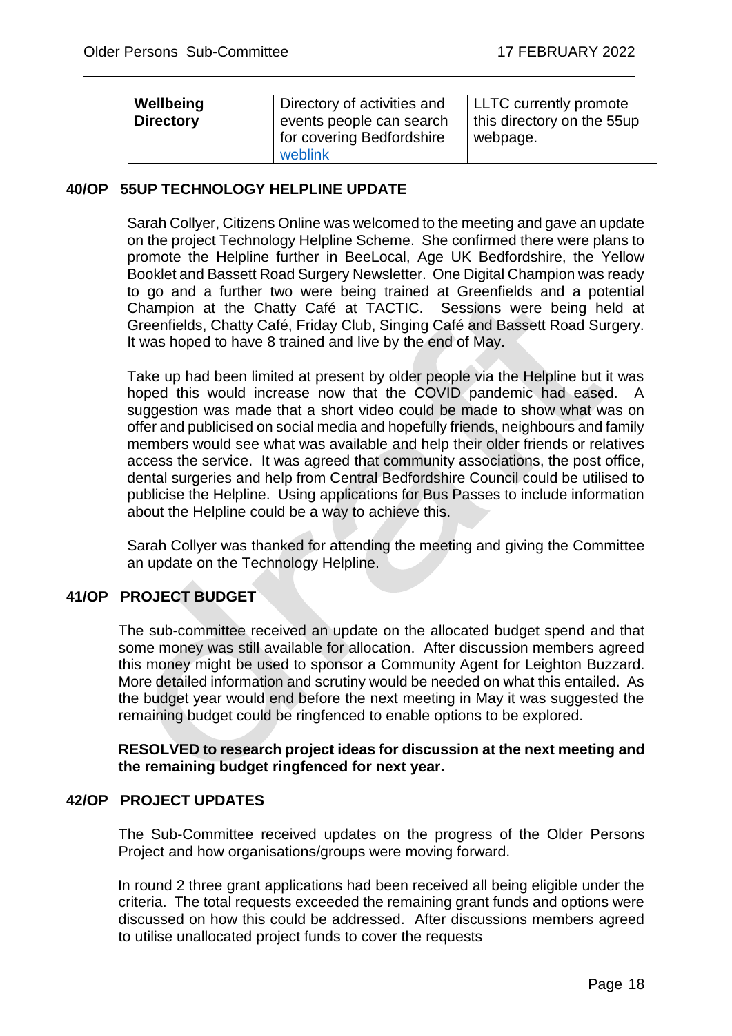| Wellbeing Directory | Directory of activities and events people can search for covering Bedfordshire weblink | LLTC currently promote this directory on the 55up webpage. |
|---|---|---|

## 40/OP 55UP TECHNOLOGY HELPLINE UPDATE

Sarah Collyer, Citizens Online was welcomed to the meeting and gave an update on the project Technology Helpline Scheme. She confirmed there were plans to promote the Helpline further in BeeLocal, Age UK Bedfordshire, the Yellow Booklet and Bassett Road Surgery Newsletter. One Digital Champion was ready to go and a further two were being trained at Greenfields and a potential Champion at the Chatty Café at TACTIC. Sessions were being held at Greenfields, Chatty Café, Friday Club, Singing Café and Bassett Road Surgery. It was hoped to have 8 trained and live by the end of May.

Take up had been limited at present by older people via the Helpline but it was hoped this would increase now that the COVID pandemic had eased. A suggestion was made that a short video could be made to show what was on offer and publicised on social media and hopefully friends, neighbours and family members would see what was available and help their older friends or relatives access the service. It was agreed that community associations, the post office, dental surgeries and help from Central Bedfordshire Council could be utilised to publicise the Helpline. Using applications for Bus Passes to include information about the Helpline could be a way to achieve this.

Sarah Collyer was thanked for attending the meeting and giving the Committee an update on the Technology Helpline.

## 41/OP PROJECT BUDGET

The sub-committee received an update on the allocated budget spend and that some money was still available for allocation. After discussion members agreed this money might be used to sponsor a Community Agent for Leighton Buzzard. More detailed information and scrutiny would be needed on what this entailed. As the budget year would end before the next meeting in May it was suggested the remaining budget could be ringfenced to enable options to be explored.

**RESOLVED to research project ideas for discussion at the next meeting and the remaining budget ringfenced for next year.**

## 42/OP PROJECT UPDATES

The Sub-Committee received updates on the progress of the Older Persons Project and how organisations/groups were moving forward.

In round 2 three grant applications had been received all being eligible under the criteria. The total requests exceeded the remaining grant funds and options were discussed on how this could be addressed. After discussions members agreed to utilise unallocated project funds to cover the requests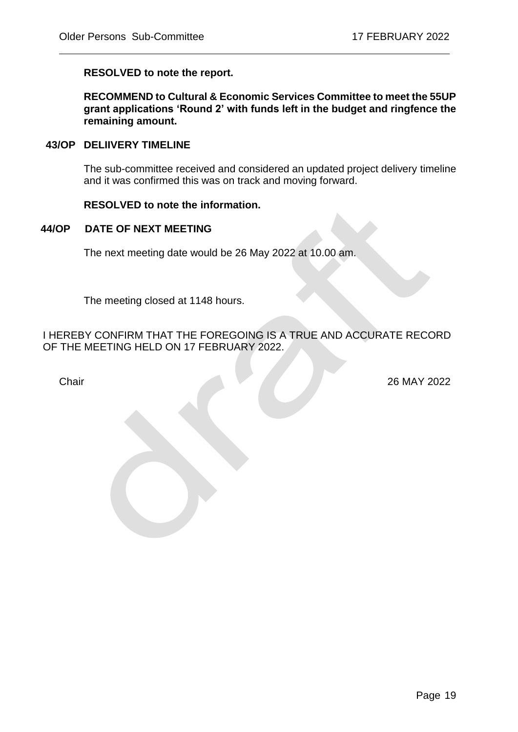**RESOLVED to note the report.**

**RECOMMEND to Cultural & Economic Services Committee to meet the 55UP grant applications 'Round 2' with funds left in the budget and ringfence the remaining amount.**

## 43/OP DELIIVERY TIMELINE

The sub-committee received and considered an updated project delivery timeline and it was confirmed this was on track and moving forward.

**RESOLVED to note the information.**

## 44/OP DATE OF NEXT MEETING

The next meeting date would be 26 May 2022 at 10.00 am.

The meeting closed at 1148 hours.

I HEREBY CONFIRM THAT THE FOREGOING IS A TRUE AND ACCURATE RECORD OF THE MEETING HELD ON 17 FEBRUARY 2022.

Chair 26 MAY 2022